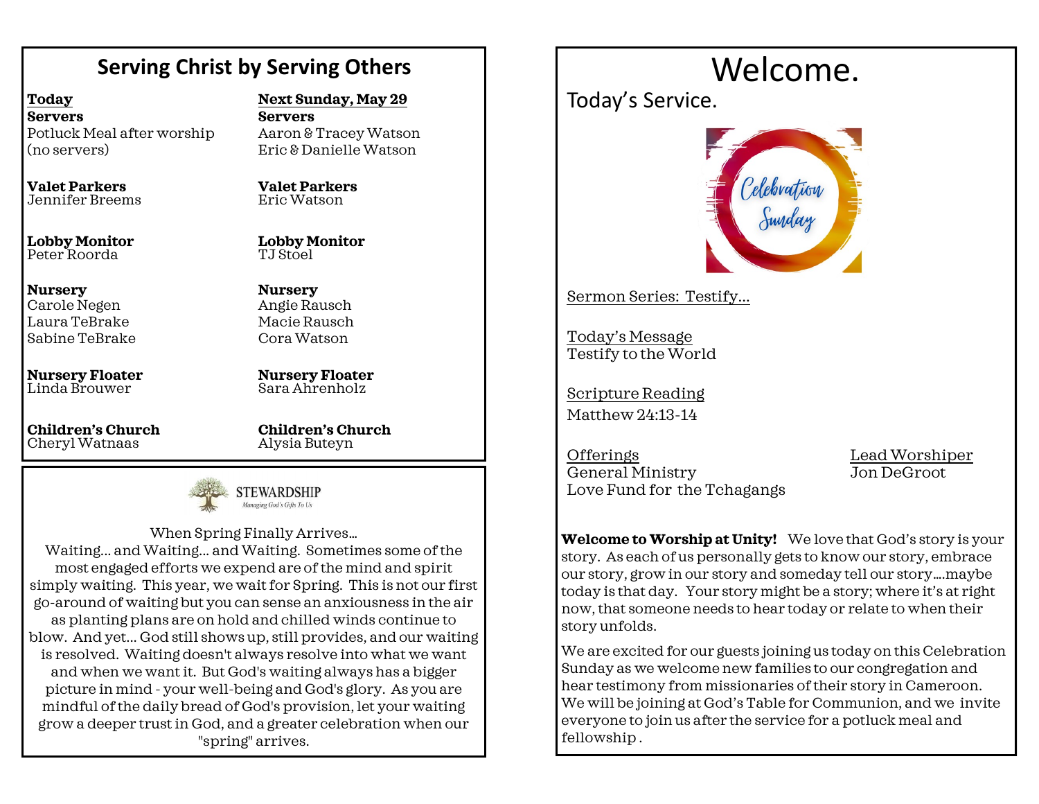## Serving Christ by Serving Others

| Today | Next Sunday, May 29 |
| --- | --- |
| **Servers**<br>Potluck Meal after worship (no servers) | **Servers**<br>Aaron & Tracey Watson<br>Eric & Danielle Watson |
| **Valet Parkers**<br>Jennifer Breems | **Valet Parkers**<br>Eric Watson |
| **Lobby Monitor**<br>Peter Roorda | **Lobby Monitor**<br>TJ Stoel |
| **Nursery**<br>Carole Negen<br>Laura TeBrake<br>Sabine TeBrake | **Nursery**<br>Angie Rausch<br>Macie Rausch<br>Cora Watson |
| **Nursery Floater**<br>Linda Brouwer | **Nursery Floater**<br>Sara Ahrenholz |
| **Children's Church**<br>Cheryl Watnaas | **Children's Church**<br>Alysia Buteyn |

## STEWARDSHIP

*Managing God's Gifts To Us*

When Spring Finally Arrives…

Waiting… and Waiting… and Waiting. Sometimes some of the most engaged efforts we expend are of the mind and spirit simply waiting. This year, we wait for Spring. This is not our first go-around of waiting but you can sense an anxiousness in the air as planting plans are on hold and chilled winds continue to blow. And yet… God still shows up, still provides, and our waiting is resolved. Waiting doesn't always resolve into what we want and when we want it. But God's waiting always has a bigger picture in mind - your well-being and God's glory. As you are mindful of the daily bread of God's provision, let your waiting grow a deeper trust in God, and a greater celebration when our "spring" arrives.

# Welcome.

## Today's Service.

Celebration Sunday

Sermon Series: Testify…

Today's Message
Testify to the World

Scripture Reading
Matthew 24:13-14

Offerings
General Ministry
Love Fund for the Tchagangs

Lead Worshiper
Jon DeGroot

**Welcome to Worship at Unity!** We love that God's story is your story. As each of us personally gets to know our story, embrace our story, grow in our story and someday tell our story….maybe today is that day. Your story might be a story; where it's at right now, that someone needs to hear today or relate to when their story unfolds.

We are excited for our guests joining us today on this Celebration Sunday as we welcome new families to our congregation and hear testimony from missionaries of their story in Cameroon. We will be joining at God's Table for Communion, and we invite everyone to join us after the service for a potluck meal and fellowship .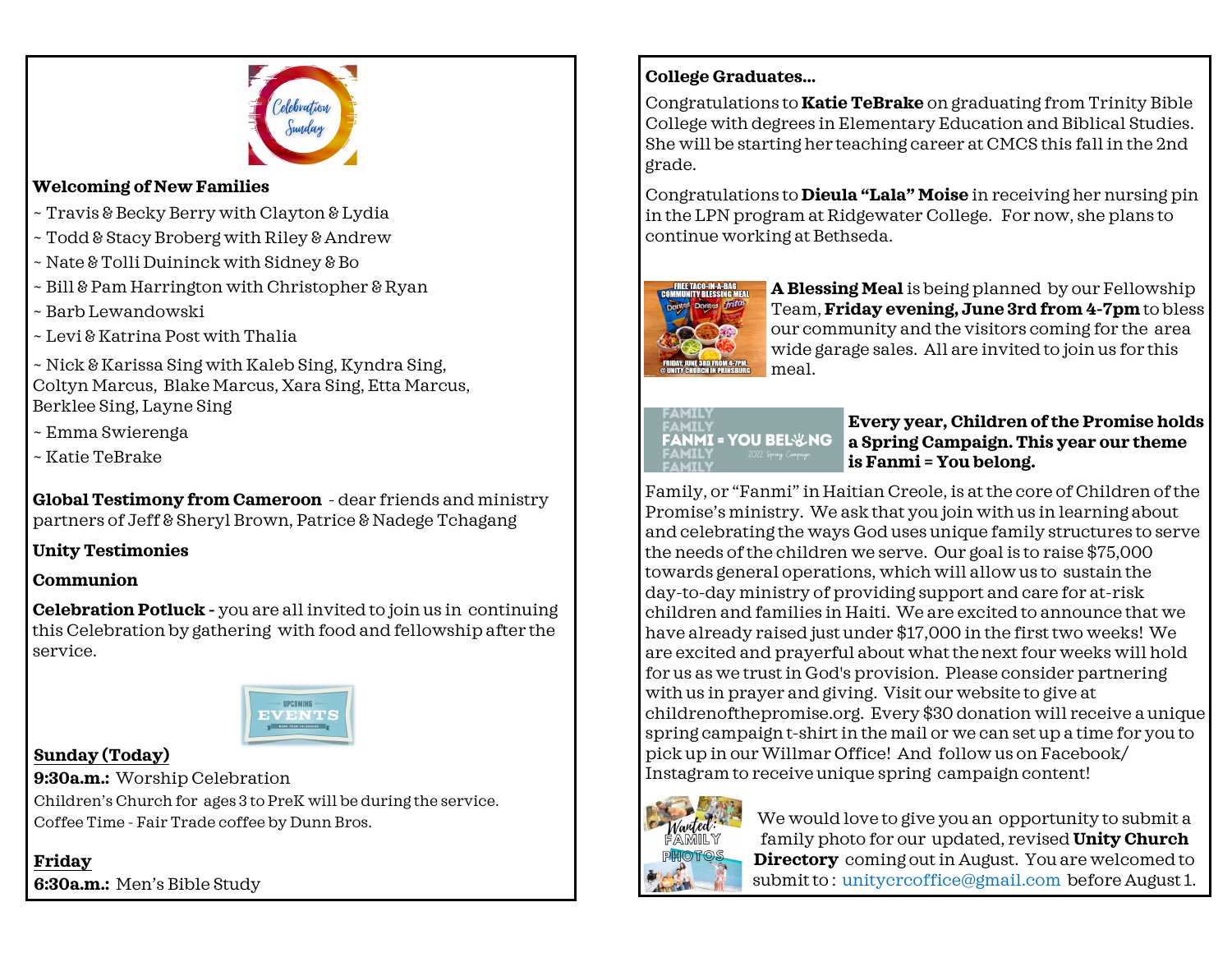## Welcoming of New Families

- ~ Travis & Becky Berry with Clayton & Lydia
- ~ Todd & Stacy Broberg with Riley & Andrew
- ~ Nate & Tolli Duininck with Sidney & Bo
- ~ Bill & Pam Harrington with Christopher & Ryan
- ~ Barb Lewandowski
- ~ Levi & Katrina Post with Thalia
- ~ Nick & Karissa Sing with Kaleb Sing, Kyndra Sing, Coltyn Marcus, Blake Marcus, Xara Sing, Etta Marcus, Berklee Sing, Layne Sing
- ~ Emma Swierenga
- ~ Katie TeBrake

**Global Testimony from Cameroon** - dear friends and ministry partners of Jeff & Sheryl Brown, Patrice & Nadege Tchagang

**Unity Testimonies**

**Communion**

**Celebration Potluck -** you are all invited to join us in continuing this Celebration by gathering with food and fellowship after the service.

### Sunday (Today)

**9:30a.m.:** Worship Celebration

Children's Church for ages 3 to PreK will be during the service.

Coffee Time - Fair Trade coffee by Dunn Bros.

### Friday

**6:30a.m.:** Men's Bible Study

## College Graduates...

Congratulations to **Katie TeBrake** on graduating from Trinity Bible College with degrees in Elementary Education and Biblical Studies. She will be starting her teaching career at CMCS this fall in the 2nd grade.

Congratulations to **Dieula "Lala" Moise** in receiving her nursing pin in the LPN program at Ridgewater College. For now, she plans to continue working at Bethseda.

**A Blessing Meal** is being planned by our Fellowship Team, **Friday evening, June 3rd from 4-7pm** to bless our community and the visitors coming for the area wide garage sales. All are invited to join us for this meal.

**Every year, Children of the Promise holds a Spring Campaign. This year our theme is Fanmi = You belong.**

Family, or "Fanmi" in Haitian Creole, is at the core of Children of the Promise's ministry. We ask that you join with us in learning about and celebrating the ways God uses unique family structures to serve the needs of the children we serve. Our goal is to raise $75,000 towards general operations, which will allow us to sustain the day-to-day ministry of providing support and care for at-risk children and families in Haiti. We are excited to announce that we have already raised just under $17,000 in the first two weeks! We are excited and prayerful about what the next four weeks will hold for us as we trust in God's provision. Please consider partnering with us in prayer and giving. Visit our website to give at childrenofthepromise.org. Every $30 donation will receive a unique spring campaign t-shirt in the mail or we can set up a time for you to pick up in our Willmar Office! And follow us on Facebook/ Instagram to receive unique spring campaign content!

We would love to give you an opportunity to submit a family photo for our updated, revised **Unity Church Directory** coming out in August. You are welcomed to submit to : unitycrcoffice@gmail.com before August 1.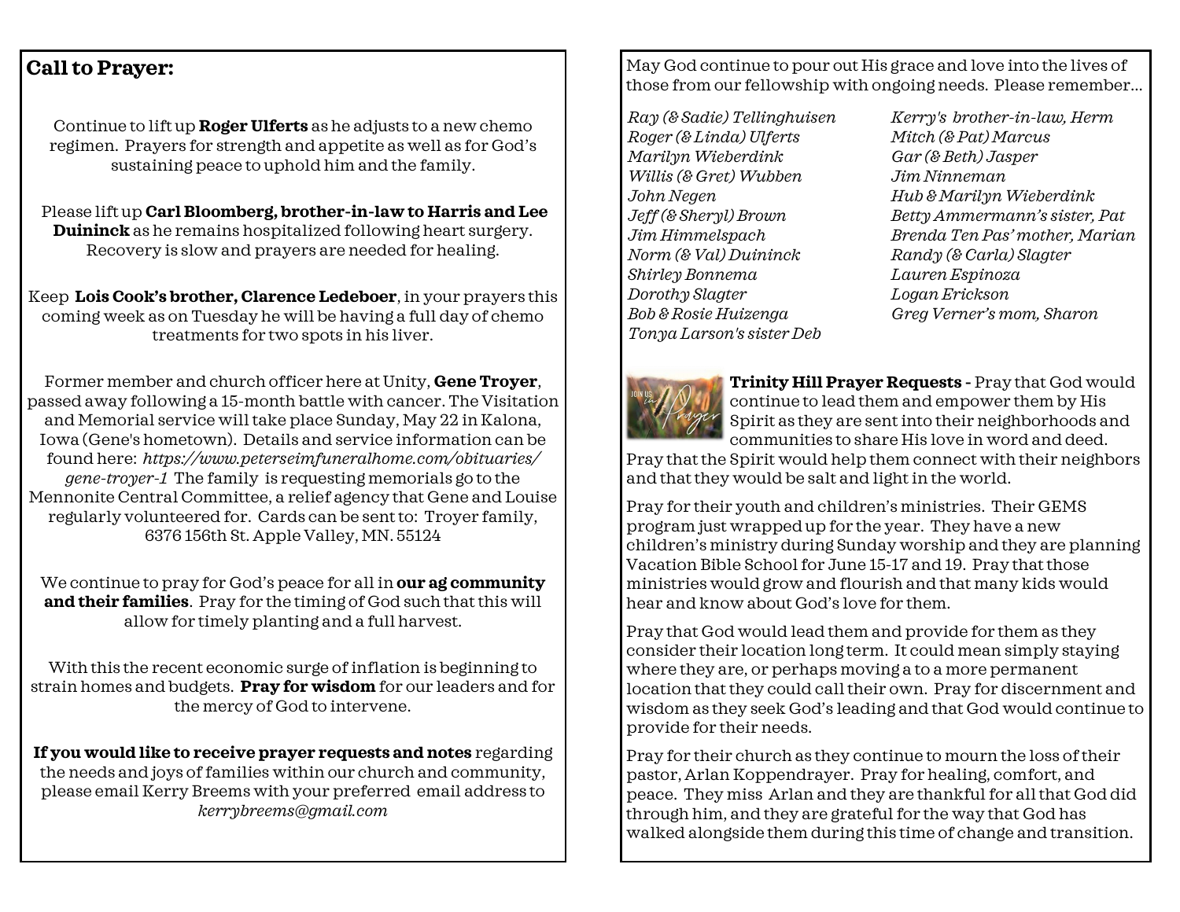## Call to Prayer:

Continue to lift up **Roger Ulferts** as he adjusts to a new chemo regimen. Prayers for strength and appetite as well as for God's sustaining peace to uphold him and the family.

Please lift up **Carl Bloomberg, brother-in-law to Harris and Lee Duininck** as he remains hospitalized following heart surgery. Recovery is slow and prayers are needed for healing.

Keep **Lois Cook's brother, Clarence Ledeboer**, in your prayers this coming week as on Tuesday he will be having a full day of chemo treatments for two spots in his liver.

Former member and church officer here at Unity, **Gene Troyer**, passed away following a 15-month battle with cancer. The Visitation and Memorial service will take place Sunday, May 22 in Kalona, Iowa (Gene's hometown). Details and service information can be found here: *https://www.peterseimfuneralhome.com/obituaries/gene-troyer-1* The family is requesting memorials go to the Mennonite Central Committee, a relief agency that Gene and Louise regularly volunteered for. Cards can be sent to: Troyer family, 6376 156th St. Apple Valley, MN. 55124

We continue to pray for God's peace for all in **our ag community and their families**. Pray for the timing of God such that this will allow for timely planting and a full harvest.

With this the recent economic surge of inflation is beginning to strain homes and budgets. **Pray for wisdom** for our leaders and for the mercy of God to intervene.

**If you would like to receive prayer requests and notes** regarding the needs and joys of families within our church and community, please email Kerry Breems with your preferred email address to *kerrybreems@gmail.com*

May God continue to pour out His grace and love into the lives of those from our fellowship with ongoing needs. Please remember...

*Ray (& Sadie) Tellinghuisen*
*Roger (& Linda) Ulferts*
*Marilyn Wieberdink*
*Willis (& Gret) Wubben*
*John Negen*
*Jeff (& Sheryl) Brown*
*Jim Himmelspach*
*Norm (& Val) Duininck*
*Shirley Bonnema*
*Dorothy Slagter*
*Bob & Rosie Huizenga*
*Tonya Larson's sister Deb*
*Kerry's brother-in-law, Herm*
*Mitch (& Pat) Marcus*
*Gar (& Beth) Jasper*
*Jim Ninneman*
*Hub & Marilyn Wieberdink*
*Betty Ammermann's sister, Pat*
*Brenda Ten Pas' mother, Marian*
*Randy (& Carla) Slagter*
*Lauren Espinoza*
*Logan Erickson*
*Greg Verner's mom, Sharon*

**Trinity Hill Prayer Requests -** Pray that God would continue to lead them and empower them by His Spirit as they are sent into their neighborhoods and communities to share His love in word and deed. Pray that the Spirit would help them connect with their neighbors and that they would be salt and light in the world.

Pray for their youth and children's ministries. Their GEMS program just wrapped up for the year. They have a new children's ministry during Sunday worship and they are planning Vacation Bible School for June 15-17 and 19. Pray that those ministries would grow and flourish and that many kids would hear and know about God's love for them.

Pray that God would lead them and provide for them as they consider their location long term. It could mean simply staying where they are, or perhaps moving a to a more permanent location that they could call their own. Pray for discernment and wisdom as they seek God's leading and that God would continue to provide for their needs.

Pray for their church as they continue to mourn the loss of their pastor, Arlan Koppendrayer. Pray for healing, comfort, and peace. They miss Arlan and they are thankful for all that God did through him, and they are grateful for the way that God has walked alongside them during this time of change and transition.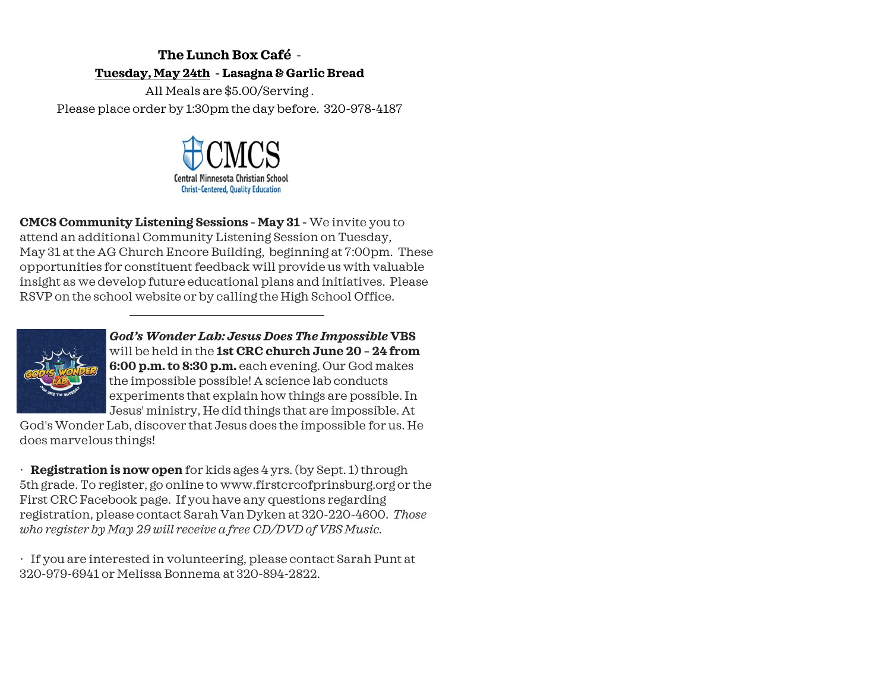**The Lunch Box Café** -

**<u>Tuesday, May 24th</u> - Lasagna & Garlic Bread**

All Meals are $5.00/Serving .

Please place order by 1:30pm the day before. 320-978-4187

CMCS

Central Minnesota Christian School

Christ-Centered, Quality Education

**CMCS Community Listening Sessions - May 31 -** We invite you to attend an additional Community Listening Session on Tuesday, May 31 at the AG Church Encore Building, beginning at 7:00pm. These opportunities for constituent feedback will provide us with valuable insight as we develop future educational plans and initiatives. Please RSVP on the school website or by calling the High School Office.

---

***God's Wonder Lab: Jesus Does The Impossible* VBS** will be held in the **1st CRC church June 20 – 24 from 6:00 p.m. to 8:30 p.m.** each evening. Our God makes the impossible possible! A science lab conducts experiments that explain how things are possible. In Jesus' ministry, He did things that are impossible. At God's Wonder Lab, discover that Jesus does the impossible for us. He does marvelous things!

- **Registration is now open** for kids ages 4 yrs. (by Sept. 1) through 5th grade. To register, go online to www.firstcrcofprinsburg.org or the First CRC Facebook page. If you have any questions regarding registration, please contact Sarah Van Dyken at 320-220-4600. *Those who register by May 29 will receive a free CD/DVD of VBS Music.*

- If you are interested in volunteering, please contact Sarah Punt at 320-979-6941 or Melissa Bonnema at 320-894-2822.